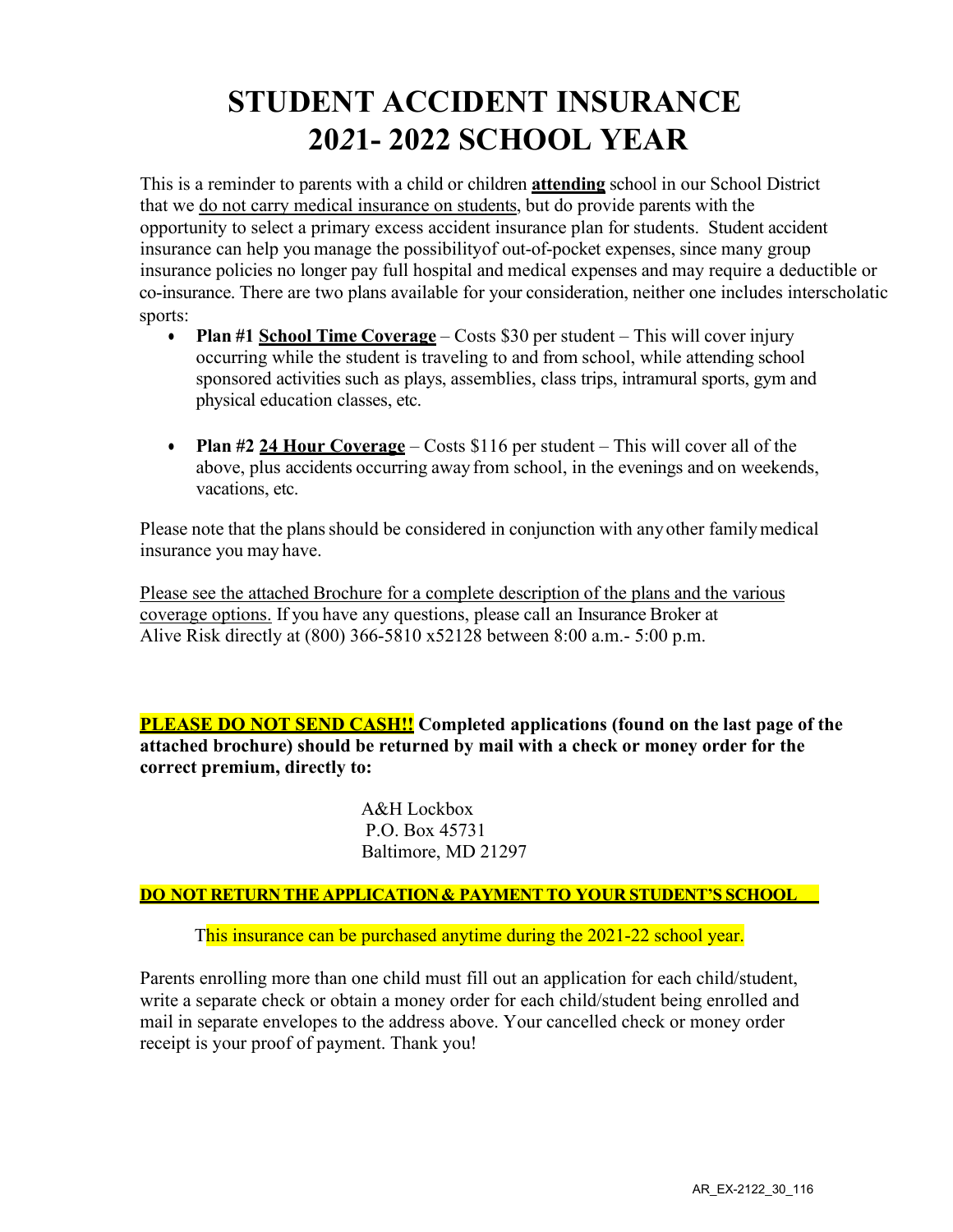# STUDENT ACCIDENT INSURANCE
# 2021- 2022 SCHOOL YEAR

This is a reminder to parents with a child or children **attending** school in our School District that we do not carry medical insurance on students, but do provide parents with the opportunity to select a primary excess accident insurance plan for students. Student accident insurance can help you manage the possibilityof out-of-pocket expenses, since many group insurance policies no longer pay full hospital and medical expenses and may require a deductible or co-insurance. There are two plans available for your consideration, neither one includes interscholatic sports:

- **Plan #1 School Time Coverage** – Costs $30 per student – This will cover injury occurring while the student is traveling to and from school, while attending school sponsored activities such as plays, assemblies, class trips, intramural sports, gym and physical education classes, etc.

- **Plan #2 24 Hour Coverage** – Costs $116 per student – This will cover all of the above, plus accidents occurring away from school, in the evenings and on weekends, vacations, etc.

Please note that the plans should be considered in conjunction with anyother family medical insurance you may have.

Please see the attached Brochure for a complete description of the plans and the various coverage options. If you have any questions, please call an Insurance Broker at Alive Risk directly at (800) 366-5810 x52128 between 8:00 a.m.- 5:00 p.m.

**PLEASE DO NOT SEND CASH!! Completed applications (found on the last page of the attached brochure) should be returned by mail with a check or money order for the correct premium, directly to:**

A&H Lockbox
P.O. Box 45731
Baltimore, MD 21297

**DO NOT RETURN THE APPLICATION & PAYMENT TO YOUR STUDENT'S SCHOOL**

This insurance can be purchased anytime during the 2021-22 school year.

Parents enrolling more than one child must fill out an application for each child/student, write a separate check or obtain a money order for each child/student being enrolled and mail in separate envelopes to the address above. Your cancelled check or money order receipt is your proof of payment. Thank you!

AR_EX-2122_30_116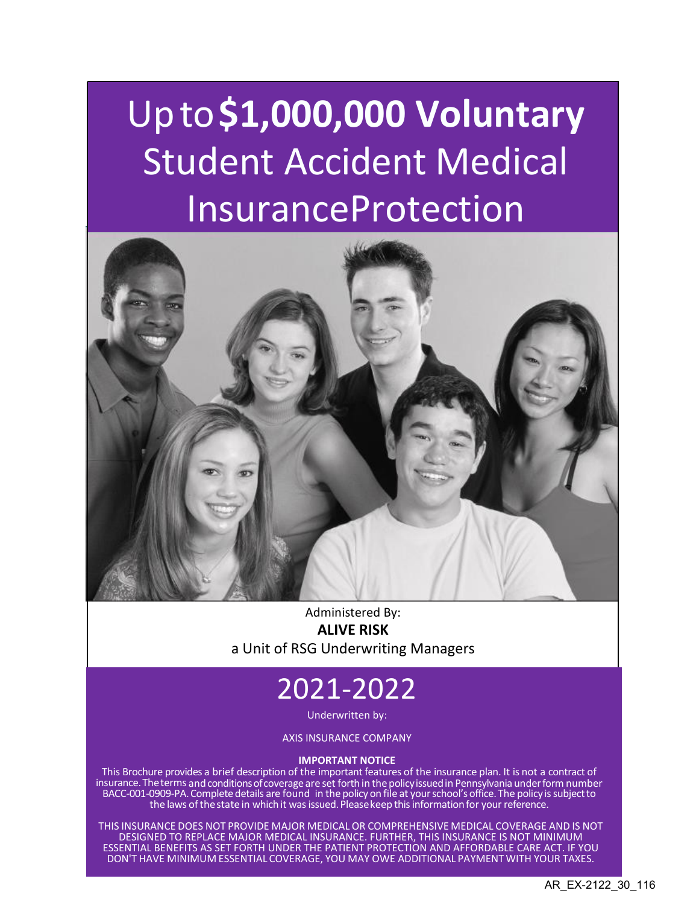# Up to **$1,000,000 Voluntary** Student Accident Medical InsuranceProtection

Administered By:
**ALIVE RISK**
a Unit of RSG Underwriting Managers

# 2021-2022

Underwritten by:

AXIS INSURANCE COMPANY

**IMPORTANT NOTICE**

This Brochure provides a brief description of the important features of the insurance plan. It is not a contract of insurance. The terms and conditions of coverage are set forth in the policy issued in Pennsylvania under form number BACC-001-0909-PA. Complete details are found in the policy on file at your school's office. The policy is subject to the laws of the state in which it was issued. Please keep this information for your reference.

THIS INSURANCE DOES NOT PROVIDE MAJOR MEDICAL OR COMPREHENSIVE MEDICAL COVERAGE AND IS NOT DESIGNED TO REPLACE MAJOR MEDICAL INSURANCE. FURTHER, THIS INSURANCE IS NOT MINIMUM ESSENTIAL BENEFITS AS SET FORTH UNDER THE PATIENT PROTECTION AND AFFORDABLE CARE ACT. IF YOU DON'T HAVE MINIMUM ESSENTIAL COVERAGE, YOU MAY OWE ADDITIONAL PAYMENT WITH YOUR TAXES.

AR_EX-2122_30_116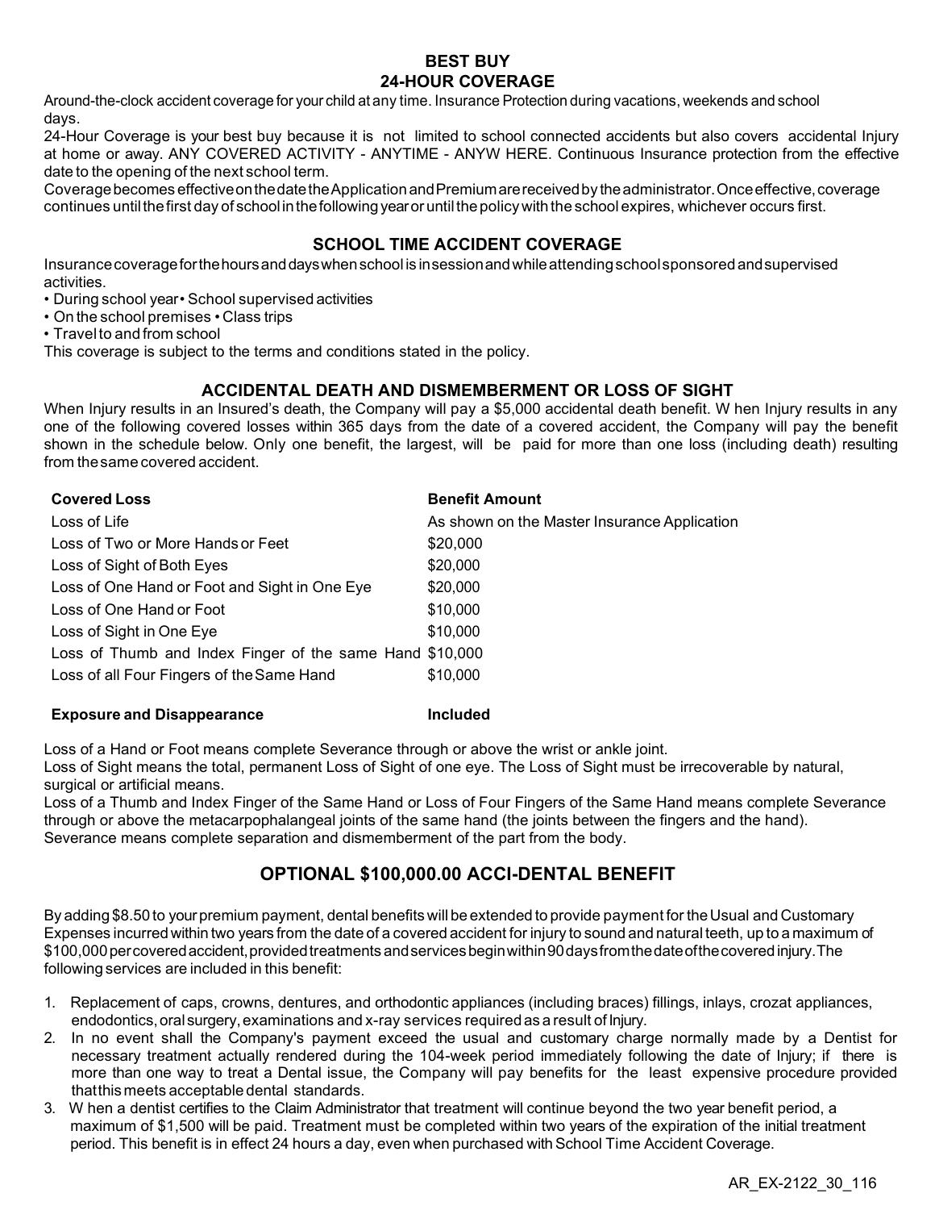## BEST BUY
## 24-HOUR COVERAGE

Around-the-clock accident coverage for your child at any time. Insurance Protection during vacations, weekends and school days.

24-Hour Coverage is your best buy because it is not limited to school connected accidents but also covers accidental Injury at home or away. ANY COVERED ACTIVITY - ANYTIME - ANYWHERE. Continuous Insurance protection from the effective date to the opening of the next school term.

Coverage becomes effective on the date the Application and Premium are received by the administrator. Once effective, coverage continues until the first day of school in the following year or until the policy with the school expires, whichever occurs first.

## SCHOOL TIME ACCIDENT COVERAGE

Insurance coverage for the hours and days when school is in session and while attending school sponsored and supervised activities.

- During school year • School supervised activities
- On the school premises • Class trips
- Travel to and from school

This coverage is subject to the terms and conditions stated in the policy.

## ACCIDENTAL DEATH AND DISMEMBERMENT OR LOSS OF SIGHT

When Injury results in an Insured's death, the Company will pay a $5,000 accidental death benefit. When Injury results in any one of the following covered losses within 365 days from the date of a covered accident, the Company will pay the benefit shown in the schedule below. Only one benefit, the largest, will be paid for more than one loss (including death) resulting from the same covered accident.

| Covered Loss | Benefit Amount |
|---|---|
| Loss of Life | As shown on the Master Insurance Application |
| Loss of Two or More Hands or Feet | $20,000 |
| Loss of Sight of Both Eyes | $20,000 |
| Loss of One Hand or Foot and Sight in One Eye | $20,000 |
| Loss of One Hand or Foot | $10,000 |
| Loss of Sight in One Eye | $10,000 |
| Loss of Thumb and Index Finger of the same Hand | $10,000 |
| Loss of all Four Fingers of the Same Hand | $10,000 |
| **Exposure and Disappearance** | **Included** |

Loss of a Hand or Foot means complete Severance through or above the wrist or ankle joint.
Loss of Sight means the total, permanent Loss of Sight of one eye. The Loss of Sight must be irrecoverable by natural, surgical or artificial means.
Loss of a Thumb and Index Finger of the Same Hand or Loss of Four Fingers of the Same Hand means complete Severance through or above the metacarpophalangeal joints of the same hand (the joints between the fingers and the hand).
Severance means complete separation and dismemberment of the part from the body.

## OPTIONAL $100,000.00 ACCI-DENTAL BENEFIT

By adding $8.50 to your premium payment, dental benefits will be extended to provide payment for the Usual and Customary Expenses incurred within two years from the date of a covered accident for injury to sound and natural teeth, up to a maximum of $100,000 per covered accident, provided treatments and services begin within 90 days from the date of the covered injury. The following services are included in this benefit:

1. Replacement of caps, crowns, dentures, and orthodontic appliances (including braces) fillings, inlays, crozat appliances, endodontics, oral surgery, examinations and x-ray services required as a result of Injury.
2. In no event shall the Company's payment exceed the usual and customary charge normally made by a Dentist for necessary treatment actually rendered during the 104-week period immediately following the date of Injury; if there is more than one way to treat a Dental issue, the Company will pay benefits for the least expensive procedure provided that this meets acceptable dental standards.
3. When a dentist certifies to the Claim Administrator that treatment will continue beyond the two year benefit period, a maximum of $1,500 will be paid. Treatment must be completed within two years of the expiration of the initial treatment period. This benefit is in effect 24 hours a day, even when purchased with School Time Accident Coverage.

AR_EX-2122_30_116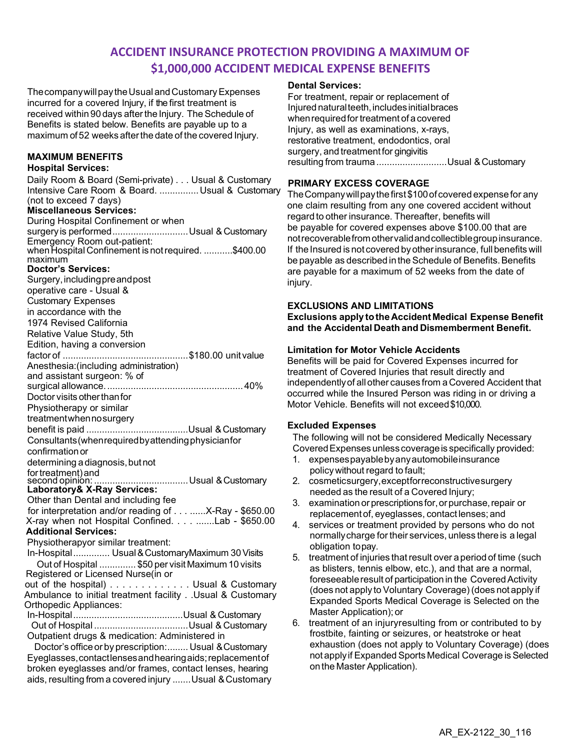# ACCIDENT INSURANCE PROTECTION PROVIDING A MAXIMUM OF $1,000,000 ACCIDENT MEDICAL EXPENSE BENEFITS

The company will pay the Usual and Customary Expenses incurred for a covered Injury, if the first treatment is received within 90 days after the Injury. The Schedule of Benefits is stated below. Benefits are payable up to a maximum of 52 weeks after the date of the covered Injury.

**MAXIMUM BENEFITS**

**Hospital Services:**

Daily Room & Board (Semi-private) . . . Usual & Customary
Intensive Care Room & Board. ............... Usual & Customary (not to exceed 7 days)

**Miscellaneous Services:**

During Hospital Confinement or when surgery is performed............................Usual & Customary
Emergency Room out-patient: when Hospital Confinement is not required. ...........$400.00 maximum

**Doctor's Services:**

Surgery, including pre and post operative care - Usual & Customary Expenses in accordance with the 1974 Revised California Relative Value Study, 5th Edition, having a conversion factor of ................................................$180.00 unit value
Anesthesia:(including administration) and assistant surgeon: % of surgical allowance. ................................................... 40%
Doctor visits other than for Physiotherapy or similar treatment when no surgery benefit is paid .......................................Usual & Customary
Consultants (when required by attending physician for confirmation or determining a diagnosis, but not for treatment) and second opinion: ...................................Usual & Customary

**Laboratory& X-Ray Services:**

Other than Dental and including fee for interpretation and/or reading of . . . ......X-Ray - $650.00
X-ray when not Hospital Confined. . . . .......Lab - $650.00

**Additional Services:**

Physiotherapyor similar treatment:
In-Hospital.............. Usual & Customary Maximum 30 Visits
Out of Hospital ............. $50 per visit Maximum 10 visits
Registered or Licensed Nurse(in or out of the hospital) . . . . . . . . . . . . . Usual & Customary
Ambulance to initial treatment facility . .Usual & Customary
Orthopedic Appliances:
In-Hospital..........................................Usual & Customary
Out of Hospital ...................................Usual & Customary
Outpatient drugs & medication: Administered in Doctor's office or by prescription:........ Usual & Customary
Eyeglasses, contact lenses and hearing aids; replacement of broken eyeglasses and/or frames, contact lenses, hearing aids, resulting from a covered injury .......Usual & Customary

**Dental Services:**

For treatment, repair or replacement of Injured natural teeth, includes initial braces when required for treatment of a covered Injury, as well as examinations, x-rays, restorative treatment, endodontics, oral surgery, and treatment for gingivitis resulting from trauma ..........................Usual & Customary

**PRIMARY EXCESS COVERAGE**

The Company will pay the first $100 of covered expense for any one claim resulting from any one covered accident without regard to other insurance. Thereafter, benefits will be payable for covered expenses above $100.00 that are not recoverable from other valid and collectible group insurance. If the Insured is not covered by other insurance, full benefits will be payable as described in the Schedule of Benefits. Benefits are payable for a maximum of 52 weeks from the date of injury.

**EXCLUSIONS AND LIMITATIONS**

**Exclusions apply to the Accident Medical Expense Benefit and the Accidental Death and Dismemberment Benefit.**

**Limitation for Motor Vehicle Accidents**

Benefits will be paid for Covered Expenses incurred for treatment of Covered Injuries that result directly and independently of all other causes from a Covered Accident that occurred while the Insured Person was riding in or driving a Motor Vehicle. Benefits will not exceed $10,000.

**Excluded Expenses**

The following will not be considered Medically Necessary Covered Expenses unless coverage is specifically provided:

1. expenses payable by any automobile insurance policy without regard to fault;
2. cosmetic surgery, except for reconstructive surgery needed as the result of a Covered Injury;
3. examination or prescriptions for, or purchase, repair or replacement of, eyeglasses, contact lenses; and
4. services or treatment provided by persons who do not normally charge for their services, unless there is a legal obligation to pay.
5. treatment of injuries that result over a period of time (such as blisters, tennis elbow, etc.), and that are a normal, foreseeable result of participation in the Covered Activity (does not apply to Voluntary Coverage) (does not apply if Expanded Sports Medical Coverage is Selected on the Master Application); or
6. treatment of an injury resulting from or contributed to by frostbite, fainting or seizures, or heatstroke or heat exhaustion (does not apply to Voluntary Coverage) (does not apply if Expanded Sports Medical Coverage is Selected on the Master Application).

AR_EX-2122_30_116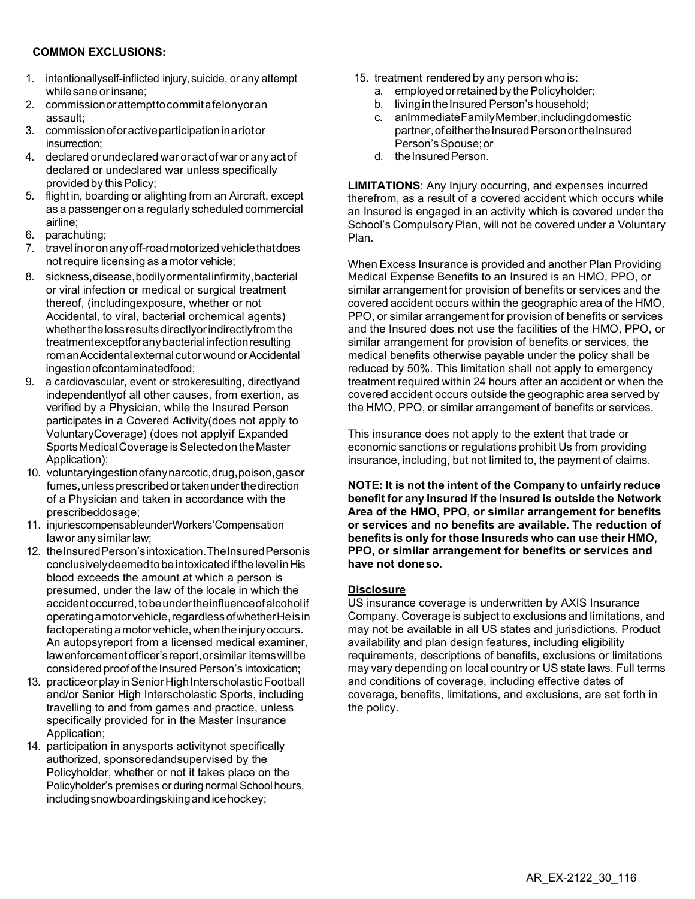**COMMON EXCLUSIONS:**

1. intentionallyself-inflicted injury, suicide, or any attempt while sane or insane;
2. commissionorattempttocommitafelonyoran assault;
3. commissionoforactiveparticipationinariotor insurrection;
4. declared or undeclared war or act of war or any act of declared or undeclared war unless specifically provided by this Policy;
5. flight in, boarding or alighting from an Aircraft, except as a passenger on a regularly scheduled commercial airline;
6. parachuting;
7. travelinoronanyoff-roadmotorizedvehiclethatdoes not require licensing as a motor vehicle;
8. sickness,disease,bodilyormentalinfirmity,bacterial or viral infection or medical or surgical treatment thereof, (includingexposure, whether or not Accidental, to viral, bacterial orchemical agents) whetherthelossresultsdirectlyorindirectlyfrom the treatmentexceptforanybacterialinfectionresulting romanAccidentalexternalcutorwoundorAccidental ingestionofcontaminatedfood;
9. a cardiovascular, event or strokeresulting, directlyand independentlyof all other causes, from exertion, as verified by a Physician, while the Insured Person participates in a Covered Activity(does not apply to VoluntaryCoverage) (does not applyif Expanded SportsMedicalCoverage is SelectedontheMaster Application);
10. voluntaryingestionofanynarcotic,drug,poison,gasor fumes,unlessprescribedortakenunderthedirection of a Physician and taken in accordance with the prescribeddosage;
11. injuriescompensableunderWorkers'Compensation law or any similar law;
12. theInsuredPerson'sintoxication.TheInsuredPersonis conclusivelydeemedtobeintoxicatediftheleveInHis blood exceeds the amount at which a person is presumed, under the law of the locale in which the accidentoccurred,tobeundertheinfluenceofalcoholif operatingamotorvehicle,regardlessofwhetherHeisin factoperatingamotor vehicle, whentheinjuryoccurs. An autopsyreport from a licensed medical examiner, lawenforcementofficer'sreport,orsimilar itemswillbe considered proofoftheInsured Person's intoxication;
13. practiceorplayinSeniorHighInterscholasticFootball and/or Senior High Interscholastic Sports, including travelling to and from games and practice, unless specifically provided for in the Master Insurance Application;
14. participation in anysports activitynot specifically authorized, sponsoredandsupervised by the Policyholder, whether or not it takes place on the Policyholder's premises or during normal School hours, includingsnowboardingskiingandicehockey;
15. treatment rendered by any person who is:
    a. employedorretainedbythePolicyholder;
    b. livingintheInsured Person's household;
    c. anImmediateFamilyMember,includingdomestic partner,ofeithertheInsuredPersonortheInsured Person'sSpouse;or
    d. theInsuredPerson.

**LIMITATIONS**: Any Injury occurring, and expenses incurred therefrom, as a result of a covered accident which occurs while an Insured is engaged in an activity which is covered under the School's Compulsory Plan, will not be covered under a Voluntary Plan.

When Excess Insurance is provided and another Plan Providing Medical Expense Benefits to an Insured is an HMO, PPO, or similar arrangement for provision of benefits or services and the covered accident occurs within the geographic area of the HMO, PPO, or similar arrangement for provision of benefits or services and the Insured does not use the facilities of the HMO, PPO, or similar arrangement for provision of benefits or services, the medical benefits otherwise payable under the policy shall be reduced by 50%. This limitation shall not apply to emergency treatment required within 24 hours after an accident or when the covered accident occurs outside the geographic area served by the HMO, PPO, or similar arrangement of benefits or services.

This insurance does not apply to the extent that trade or economic sanctions or regulations prohibit Us from providing insurance, including, but not limited to, the payment of claims.

**NOTE: It is not the intent of the Company to unfairly reduce benefit for any Insured if the Insured is outside the Network Area of the HMO, PPO, or similar arrangement for benefits or services and no benefits are available. The reduction of benefits is only for those Insureds who can use their HMO, PPO, or similar arrangement for benefits or services and have not doneso.**

**Disclosure**

US insurance coverage is underwritten by AXIS Insurance Company. Coverage is subject to exclusions and limitations, and may not be available in all US states and jurisdictions. Product availability and plan design features, including eligibility requirements, descriptions of benefits, exclusions or limitations may vary depending on local country or US state laws. Full terms and conditions of coverage, including effective dates of coverage, benefits, limitations, and exclusions, are set forth in the policy.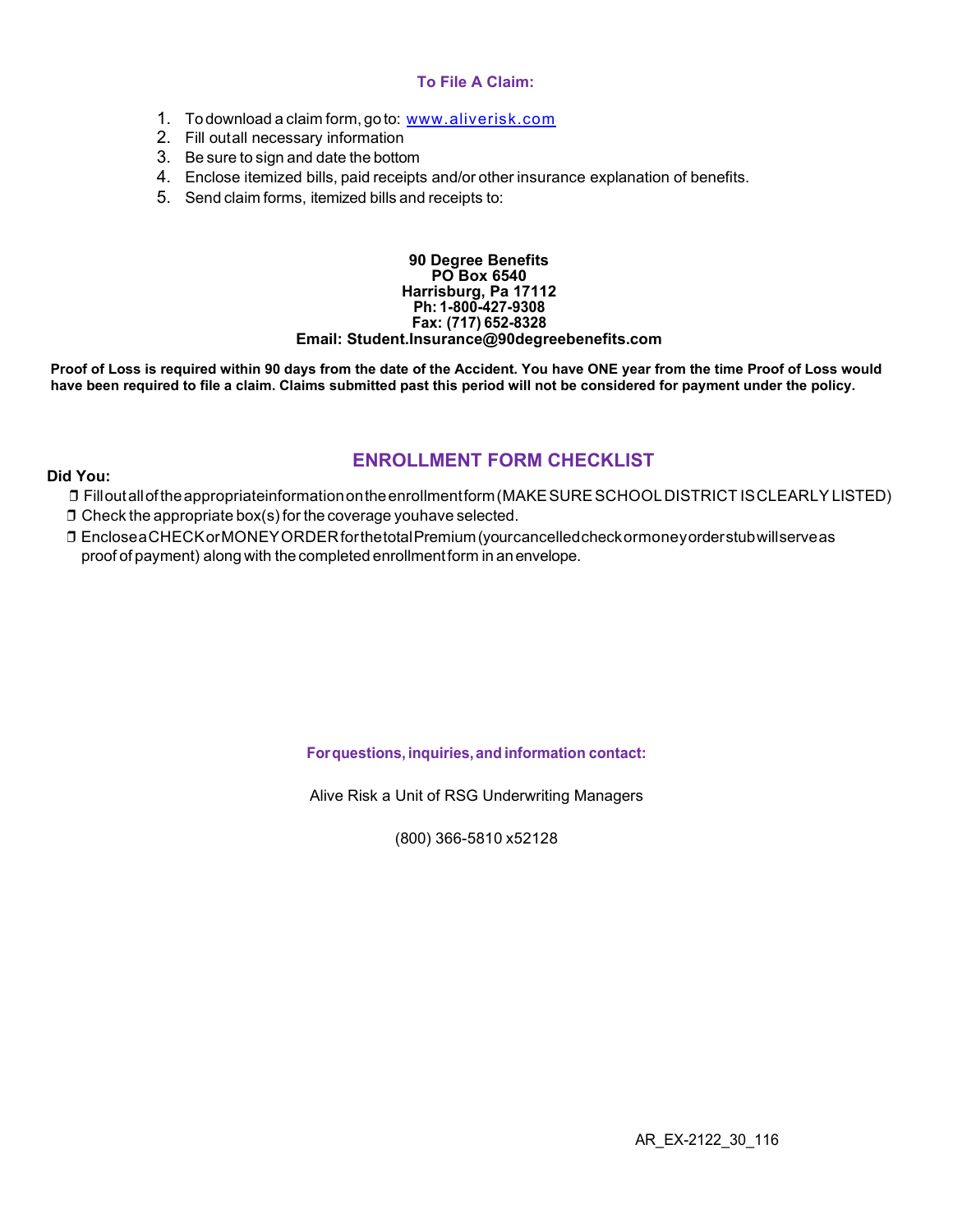### To File A Claim:

1. To download a claim form, go to: [www.aliverisk.com](http://www.aliverisk.com)
2. Fill out all necessary information
3. Be sure to sign and date the bottom
4. Enclose itemized bills, paid receipts and/or other insurance explanation of benefits.
5. Send claim forms, itemized bills and receipts to:

**90 Degree Benefits**
**PO Box 6540**
**Harrisburg, Pa 17112**
**Ph: 1-800-427-9308**
**Fax: (717) 652-8328**
**Email: Student.Insurance@90degreebenefits.com**

**Proof of Loss is required within 90 days from the date of the Accident. You have ONE year from the time Proof of Loss would have been required to file a claim. Claims submitted past this period will not be considered for payment under the policy.**

## ENROLLMENT FORM CHECKLIST

**Did You:**

- ❒ Fill out all of the appropriate information on the enrollment form (MAKE SURE SCHOOL DISTRICT IS CLEARLY LISTED)
- ❒ Check the appropriate box(s) for the coverage you have selected.
- ❒ Enclose a CHECK or MONEY ORDER for the total Premium (your cancelled check or money order stub will serve as proof of payment) along with the completed enrollment form in an envelope.

**For questions, inquiries, and information contact:**

Alive Risk a Unit of RSG Underwriting Managers

(800) 366-5810 x52128

AR_EX-2122_30_116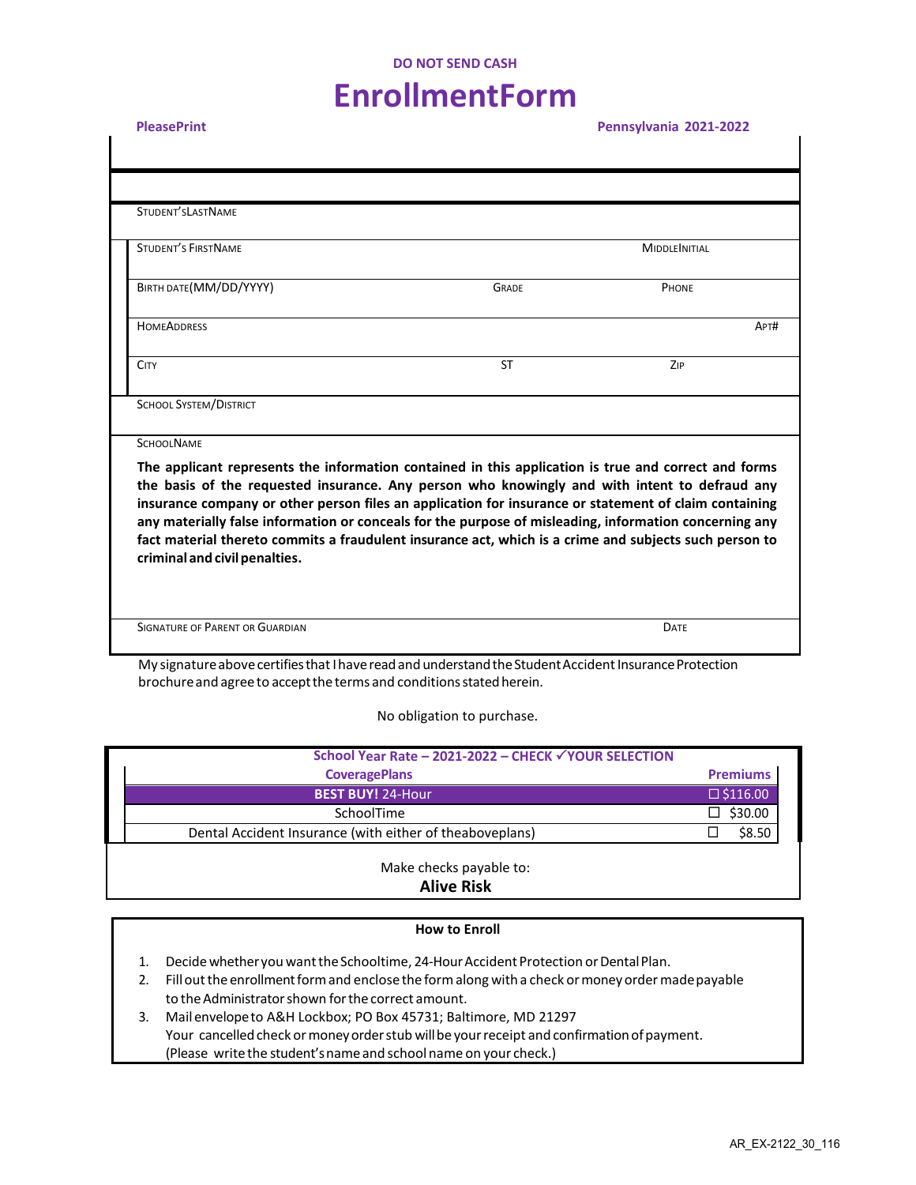**DO NOT SEND CASH**

# EnrollmentForm

**PleasePrint** **Pennsylvania 2021-2022**

| | | |
|---|---|---|
| STUDENT'SLASTNAME | | |
| STUDENT'S FIRSTNAME | | MIDDLEINITIAL |
| BIRTH DATE(MM/DD/YYYY) | GRADE | PHONE |
| HOMEADDRESS | | APT# |
| CITY | ST | ZIP |
| SCHOOL SYSTEM/DISTRICT | | |
| SCHOOLNAME | | |

**The applicant represents the information contained in this application is true and correct and forms the basis of the requested insurance. Any person who knowingly and with intent to defraud any insurance company or other person files an application for insurance or statement of claim containing any materially false information or conceals for the purpose of misleading, information concerning any fact material thereto commits a fraudulent insurance act, which is a crime and subjects such person to criminal and civil penalties.**

| | |
|---|---|
| SIGNATURE OF PARENT OR GUARDIAN | DATE |

My signature above certifies that I have read and understand the Student Accident Insurance Protection brochure and agree to accept the terms and conditions stated herein.

No obligation to purchase.

**School Year Rate – 2021-2022 – CHECK ✓YOUR SELECTION**

| CoveragePlans | Premiums |
|---|---|
| **BEST BUY!** 24-Hour | ☐ $116.00 |
| SchoolTime | ☐ $30.00 |
| Dental Accident Insurance (with either of theaboveplans) | ☐ $8.50 |

Make checks payable to:
**Alive Risk**

**How to Enroll**

1. Decide whether you want the Schooltime, 24-Hour Accident Protection or Dental Plan.
2. Fill out the enrollment form and enclose the form along with a check or money order made payable to the Administrator shown for the correct amount.
3. Mail envelope to A&H Lockbox; PO Box 45731; Baltimore, MD 21297
   Your cancelled check or money order stub will be your receipt and confirmation of payment.
   (Please write the student's name and school name on your check.)

AR_EX-2122_30_116